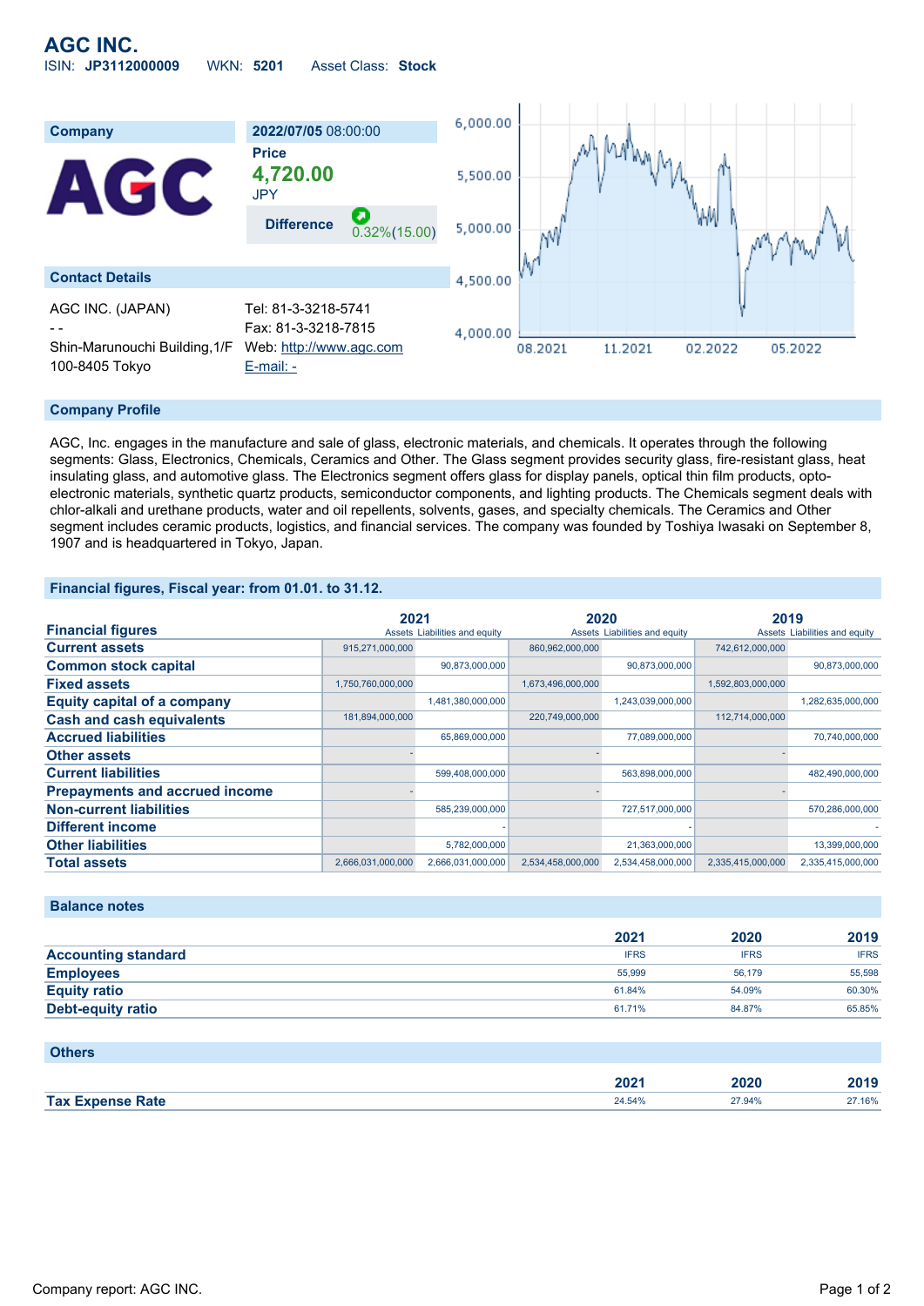# AGC INC.

ISIN: **JP3112000009** WKN: **5201** Asset Class: **Stock**

| Company | 2022/07/05 08:00:00 |
|---|---|
| AGC | Price **4,720.00** JPY |
| | Difference 0.32%(15.00) |

## Contact Details

AGC INC. (JAPAN)
- -
Shin-Marunouchi Building,1/F
100-8405 Tokyo

Tel: 81-3-3218-5741
Fax: 81-3-3218-7815
Web: http://www.agc.com
E-mail: -

## Company Profile

AGC, Inc. engages in the manufacture and sale of glass, electronic materials, and chemicals. It operates through the following segments: Glass, Electronics, Chemicals, Ceramics and Other. The Glass segment provides security glass, fire-resistant glass, heat insulating glass, and automotive glass. The Electronics segment offers glass for display panels, optical thin film products, opto-electronic materials, synthetic quartz products, semiconductor components, and lighting products. The Chemicals segment deals with chlor-alkali and urethane products, water and oil repellents, solvents, gases, and specialty chemicals. The Ceramics and Other segment includes ceramic products, logistics, and financial services. The company was founded by Toshiya Iwasaki on September 8, 1907 and is headquartered in Tokyo, Japan.

## Financial figures, Fiscal year: from 01.01. to 31.12.

| Financial figures | 2021 | | 2020 | | 2019 | |
|---|---|---|---|---|---|---|
| | Assets | Liabilities and equity | Assets | Liabilities and equity | Assets | Liabilities and equity |
| Current assets | 915,271,000,000 | | 860,962,000,000 | | 742,612,000,000 | |
| Common stock capital | | 90,873,000,000 | | 90,873,000,000 | | 90,873,000,000 |
| Fixed assets | 1,750,760,000,000 | | 1,673,496,000,000 | | 1,592,803,000,000 | |
| Equity capital of a company | | 1,481,380,000,000 | | 1,243,039,000,000 | | 1,282,635,000,000 |
| Cash and cash equivalents | 181,894,000,000 | | 220,749,000,000 | | 112,714,000,000 | |
| Accrued liabilities | | 65,869,000,000 | | 77,089,000,000 | | 70,740,000,000 |
| Other assets | - | | - | | - | |
| Current liabilities | | 599,408,000,000 | | 563,898,000,000 | | 482,490,000,000 |
| Prepayments and accrued income | - | | - | | - | |
| Non-current liabilities | | 585,239,000,000 | | 727,517,000,000 | | 570,286,000,000 |
| Different income | | - | | - | | - |
| Other liabilities | | 5,782,000,000 | | 21,363,000,000 | | 13,399,000,000 |
| Total assets | 2,666,031,000,000 | 2,666,031,000,000 | 2,534,458,000,000 | 2,534,458,000,000 | 2,335,415,000,000 | 2,335,415,000,000 |

## Balance notes

| | 2021 | 2020 | 2019 |
|---|---|---|---|
| Accounting standard | IFRS | IFRS | IFRS |
| Employees | 55,999 | 56,179 | 55,598 |
| Equity ratio | 61.84% | 54.09% | 60.30% |
| Debt-equity ratio | 61.71% | 84.87% | 65.85% |

## Others

| | 2021 | 2020 | 2019 |
|---|---|---|---|
| Tax Expense Rate | 24.54% | 27.94% | 27.16% |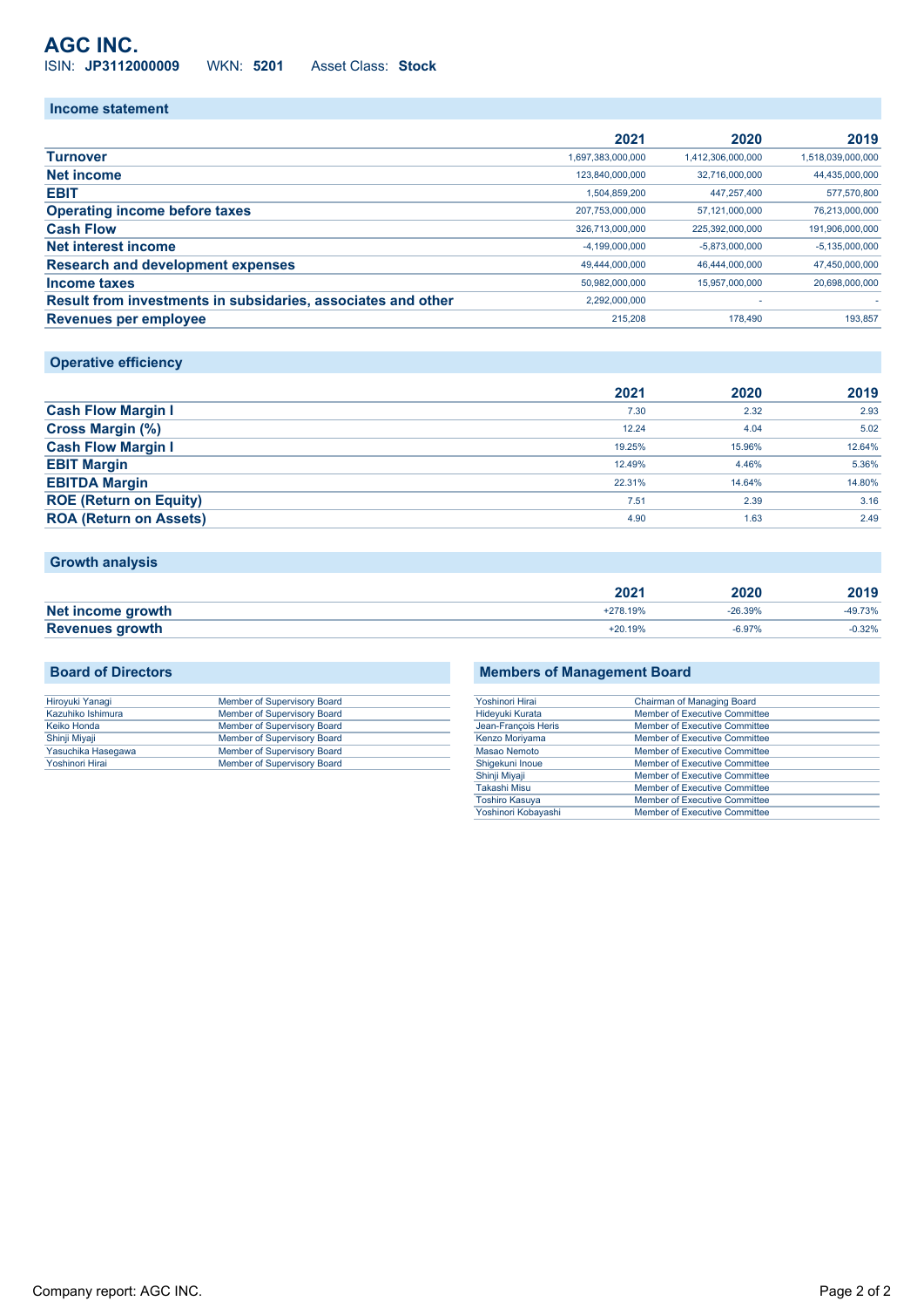# AGC INC.

ISIN: **JP3112000009** WKN: **5201** Asset Class: **Stock**

## Income statement

| | 2021 | 2020 | 2019 |
|---|---|---|---|
| **Turnover** | 1,697,383,000,000 | 1,412,306,000,000 | 1,518,039,000,000 |
| **Net income** | 123,840,000,000 | 32,716,000,000 | 44,435,000,000 |
| **EBIT** | 1,504,859,200 | 447,257,400 | 577,570,800 |
| **Operating income before taxes** | 207,753,000,000 | 57,121,000,000 | 76,213,000,000 |
| **Cash Flow** | 326,713,000,000 | 225,392,000,000 | 191,906,000,000 |
| **Net interest income** | -4,199,000,000 | -5,873,000,000 | -5,135,000,000 |
| **Research and development expenses** | 49,444,000,000 | 46,444,000,000 | 47,450,000,000 |
| **Income taxes** | 50,982,000,000 | 15,957,000,000 | 20,698,000,000 |
| **Result from investments in subsidaries, associates and other** | 2,292,000,000 | - | - |
| **Revenues per employee** | 215,208 | 178,490 | 193,857 |

## Operative efficiency

| | 2021 | 2020 | 2019 |
|---|---|---|---|
| **Cash Flow Margin I** | 7.30 | 2.32 | 2.93 |
| **Cross Margin (%)** | 12.24 | 4.04 | 5.02 |
| **Cash Flow Margin I** | 19.25% | 15.96% | 12.64% |
| **EBIT Margin** | 12.49% | 4.46% | 5.36% |
| **EBITDA Margin** | 22.31% | 14.64% | 14.80% |
| **ROE (Return on Equity)** | 7.51 | 2.39 | 3.16 |
| **ROA (Return on Assets)** | 4.90 | 1.63 | 2.49 |

## Growth analysis

| | 2021 | 2020 | 2019 |
|---|---|---|---|
| **Net income growth** | +278.19% | -26.39% | -49.73% |
| **Revenues growth** | +20.19% | -6.97% | -0.32% |

## Board of Directors

| | |
|---|---|
| Hiroyuki Yanagi | Member of Supervisory Board |
| Kazuhiko Ishimura | Member of Supervisory Board |
| Keiko Honda | Member of Supervisory Board |
| Shinji Miyaji | Member of Supervisory Board |
| Yasuchika Hasegawa | Member of Supervisory Board |
| Yoshinori Hirai | Member of Supervisory Board |

## Members of Management Board

| | |
|---|---|
| Yoshinori Hirai | Chairman of Managing Board |
| Hideyuki Kurata | Member of Executive Committee |
| Jean-François Heris | Member of Executive Committee |
| Kenzo Moriyama | Member of Executive Committee |
| Masao Nemoto | Member of Executive Committee |
| Shigekuni Inoue | Member of Executive Committee |
| Shinji Miyaji | Member of Executive Committee |
| Takashi Misu | Member of Executive Committee |
| Toshiro Kasuya | Member of Executive Committee |
| Yoshinori Kobayashi | Member of Executive Committee |